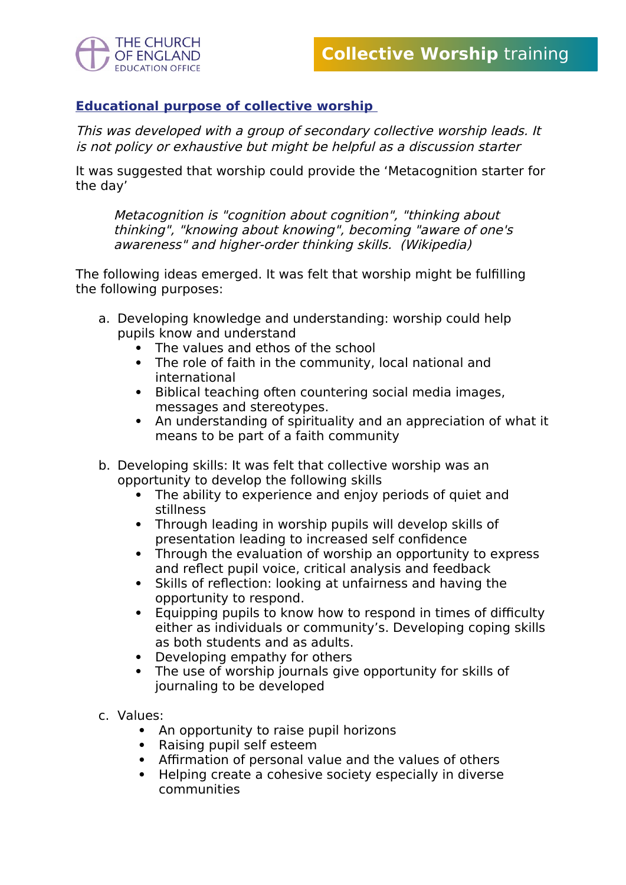## Educational purpose of collective worship

*This was developed with a group of secondary collective worship leads. It is not policy or exhaustive but might be helpful as a discussion starter*

It was suggested that worship could provide the 'Metacognition starter for the day'

> *Metacognition is "cognition about cognition", "thinking about thinking", "knowing about knowing", becoming "aware of one's awareness" and higher-order thinking skills. (Wikipedia)*

The following ideas emerged. It was felt that worship might be fulfilling the following purposes:

a. Developing knowledge and understanding: worship could help pupils know and understand
   - The values and ethos of the school
   - The role of faith in the community, local national and international
   - Biblical teaching often countering social media images, messages and stereotypes.
   - An understanding of spirituality and an appreciation of what it means to be part of a faith community

b. Developing skills: It was that collective worship was an opportunity to develop the following skills
   - The ability to experience and enjoy periods of quiet and stillness
   - Through leading in worship pupils will develop skills of presentation leading to increased self confidence
   - Through the evaluation of worship an opportunity to express and reflect pupil voice, critical analysis and feedback
   - Skills of reflection: looking at unfairness and having the opportunity to respond.
   - Equipping pupils to know how to respond in times of difficulty either as individuals or community's. Developing coping skills as both students and as adults.
   - Developing empathy for others
   - The use of worship journals give opportunity for skills of journaling to be developed

c. Values:
   - An opportunity to raise pupil horizons
   - Raising pupil self esteem
   - Affirmation of personal value and the values of others
   - Helping create a cohesive society especially in diverse communities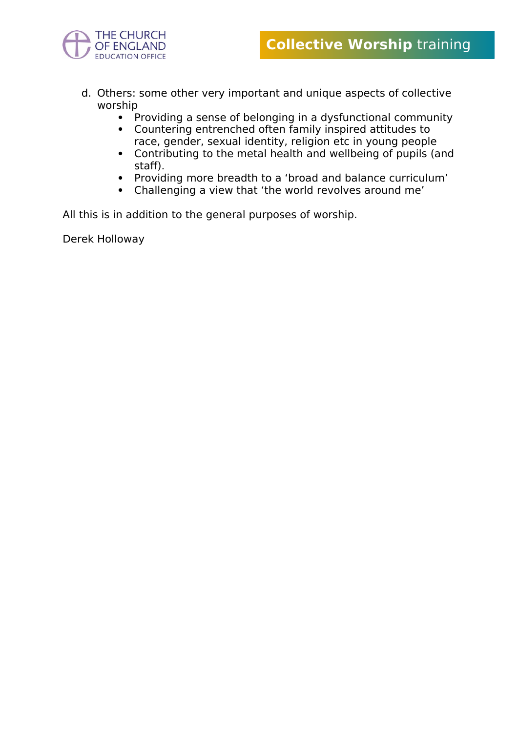d. Others: some other very important and unique aspects of collective worship
    - Providing a sense of belonging in a dysfunctional community
    - Countering entrenched often family inspired attitudes to race, gender, sexual identity, religion etc in young people
    - Contributing to the metal health and wellbeing of pupils (and staff).
    - Providing more breadth to a 'broad and balance curriculum'
    - Challenging a view that 'the world revolves around me'

All this is in addition to the general purposes of worship.

Derek Holloway